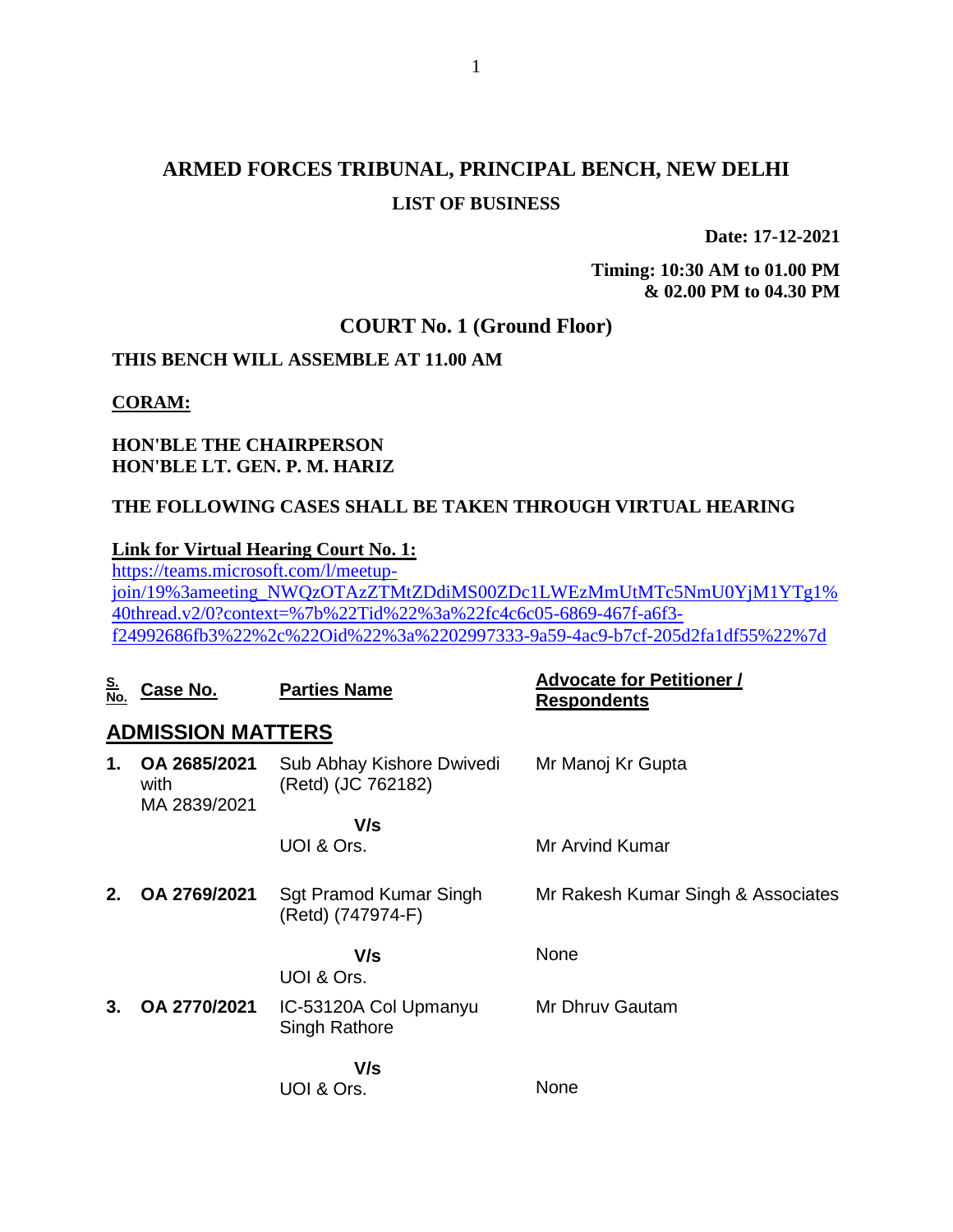# ARMED FORCES TRIBUNAL, PRINCIPAL BENCH, NEW DELHI

## LIST OF BUSINESS

**Date: 17-12-2021**

**Timing: 10:30 AM to 01.00 PM & 02.00 PM to 04.30 PM**

## COURT No. 1 (Ground Floor)

**THIS BENCH WILL ASSEMBLE AT 11.00 AM**

**CORAM:**

**HON'BLE THE CHAIRPERSON**
**HON'BLE LT. GEN. P. M. HARIZ**

**THE FOLLOWING CASES SHALL BE TAKEN THROUGH VIRTUAL HEARING**

**Link for Virtual Hearing Court No. 1:**
https://teams.microsoft.com/l/meetup-join/19%3ameeting_NWQzOTAzZTMtZDdiMS00ZDc1LWEzMmUtMTc5NmU0YjM1YTg1%40thread.v2/0?context=%7b%22Tid%22%3a%22fc4c6c05-6869-467f-a6f3-f24992686fb3%22%2c%22Oid%22%3a%2202997333-9a59-4ac9-b7cf-205d2fa1df55%22%7d

| S. No. | Case No. | Parties Name | Advocate for Petitioner / Respondents |
|---|---|---|---|
| **ADMISSION MATTERS** | | | |
| **1.** | **OA 2685/2021** with MA 2839/2021 | Sub Abhay Kishore Dwivedi (Retd) (JC 762182) | Mr Manoj Kr Gupta |
| | | **V/s** UOI & Ors. | Mr Arvind Kumar |
| **2.** | **OA 2769/2021** | Sgt Pramod Kumar Singh (Retd) (747974-F) | Mr Rakesh Kumar Singh & Associates |
| | | **V/s** UOI & Ors. | None |
| **3.** | **OA 2770/2021** | IC-53120A Col Upmanyu Singh Rathore | Mr Dhruv Gautam |
| | | **V/s** UOI & Ors. | None |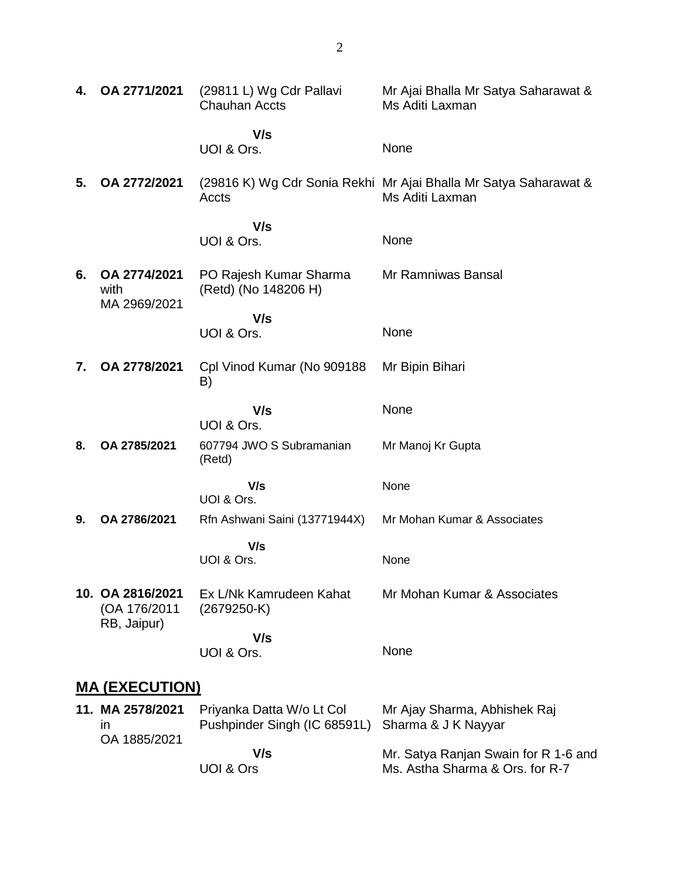| | | | |
|---|---|---|---|
| **4.** | **OA 2771/2021** | (29811 L) Wg Cdr Pallavi Chauhan Accts | Mr Ajai Bhalla Mr Satya Saharawat & Ms Aditi Laxman |
| | | **V/s** | |
| | | UOI & Ors. | None |
| **5.** | **OA 2772/2021** | (29816 K) Wg Cdr Sonia Rekhi Accts | Mr Ajai Bhalla Mr Satya Saharawat & Ms Aditi Laxman |
| | | **V/s** | |
| | | UOI & Ors. | None |
| **6.** | **OA 2774/2021** with MA 2969/2021 | PO Rajesh Kumar Sharma (Retd) (No 148206 H) | Mr Ramniwas Bansal |
| | | **V/s** | |
| | | UOI & Ors. | None |
| **7.** | **OA 2778/2021** | Cpl Vinod Kumar (No 909188 B) | Mr Bipin Bihari |
| | | **V/s** | None |
| | | UOI & Ors. | |
| **8.** | **OA 2785/2021** | 607794 JWO S Subramanian (Retd) | Mr Manoj Kr Gupta |
| | | **V/s** | None |
| | | UOI & Ors. | |
| **9.** | **OA 2786/2021** | Rfn Ashwani Saini (13771944X) | Mr Mohan Kumar & Associates |
| | | **V/s** | |
| | | UOI & Ors. | None |
| **10.** | **OA 2816/2021** (OA 176/2011 RB, Jaipur) | Ex L/Nk Kamrudeen Kahat (2679250-K) | Mr Mohan Kumar & Associates |
| | | **V/s** | |
| | | UOI & Ors. | None |

## MA (EXECUTION)

| | | | |
|---|---|---|---|
| **11.** | **MA 2578/2021** in OA 1885/2021 | Priyanka Datta W/o Lt Col Pushpinder Singh (IC 68591L) | Mr Ajay Sharma, Abhishek Raj Sharma & J K Nayyar |
| | | **V/s** | Mr. Satya Ranjan Swain for R 1-6 and Ms. Astha Sharma & Ors. for R-7 |
| | | UOI & Ors | |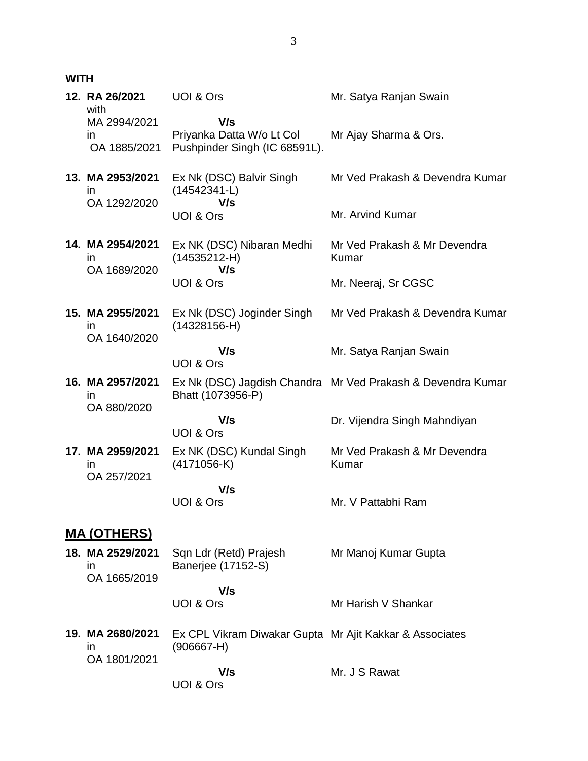**WITH**

| No. | Case No. | Parties | Counsel |
|---|---|---|---|
| 12. | **RA 26/2021** with MA 2994/2021 in OA 1885/2021 | UOI & Ors **V/s** Priyanka Datta W/o Lt Col Pushpinder Singh (IC 68591L). | Mr. Satya Ranjan Swain<br>Mr Ajay Sharma & Ors. |
| 13. | **MA 2953/2021** in OA 1292/2020 | Ex Nk (DSC) Balvir Singh (14542341-L) **V/s** UOI & Ors | Mr Ved Prakash & Devendra Kumar<br>Mr. Arvind Kumar |
| 14. | **MA 2954/2021** in OA 1689/2020 | Ex NK (DSC) Nibaran Medhi (14535212-H) **V/s** UOI & Ors | Mr Ved Prakash & Mr Devendra Kumar<br>Mr. Neeraj, Sr CGSC |
| 15. | **MA 2955/2021** in OA 1640/2020 | Ex Nk (DSC) Joginder Singh (14328156-H) **V/s** UOI & Ors | Mr Ved Prakash & Devendra Kumar<br>Mr. Satya Ranjan Swain |
| 16. | **MA 2957/2021** in OA 880/2020 | Ex Nk (DSC) Jagdish Chandra Bhatt (1073956-P) **V/s** UOI & Ors | Mr Ved Prakash & Devendra Kumar<br>Dr. Vijendra Singh Mahndiyan |
| 17. | **MA 2959/2021** in OA 257/2021 | Ex NK (DSC) Kundal Singh (4171056-K) **V/s** UOI & Ors | Mr Ved Prakash & Mr Devendra Kumar<br>Mr. V Pattabhi Ram |

## MA (OTHERS)

| No. | Case No. | Parties | Counsel |
|---|---|---|---|
| 18. | **MA 2529/2021** in OA 1665/2019 | Sqn Ldr (Retd) Prajesh Banerjee (17152-S) **V/s** UOI & Ors | Mr Manoj Kumar Gupta<br>Mr Harish V Shankar |
| 19. | **MA 2680/2021** in OA 1801/2021 | Ex CPL Vikram Diwakar Gupta (906667-H) **V/s** UOI & Ors | Mr Ajit Kakkar & Associates<br>Mr. J S Rawat |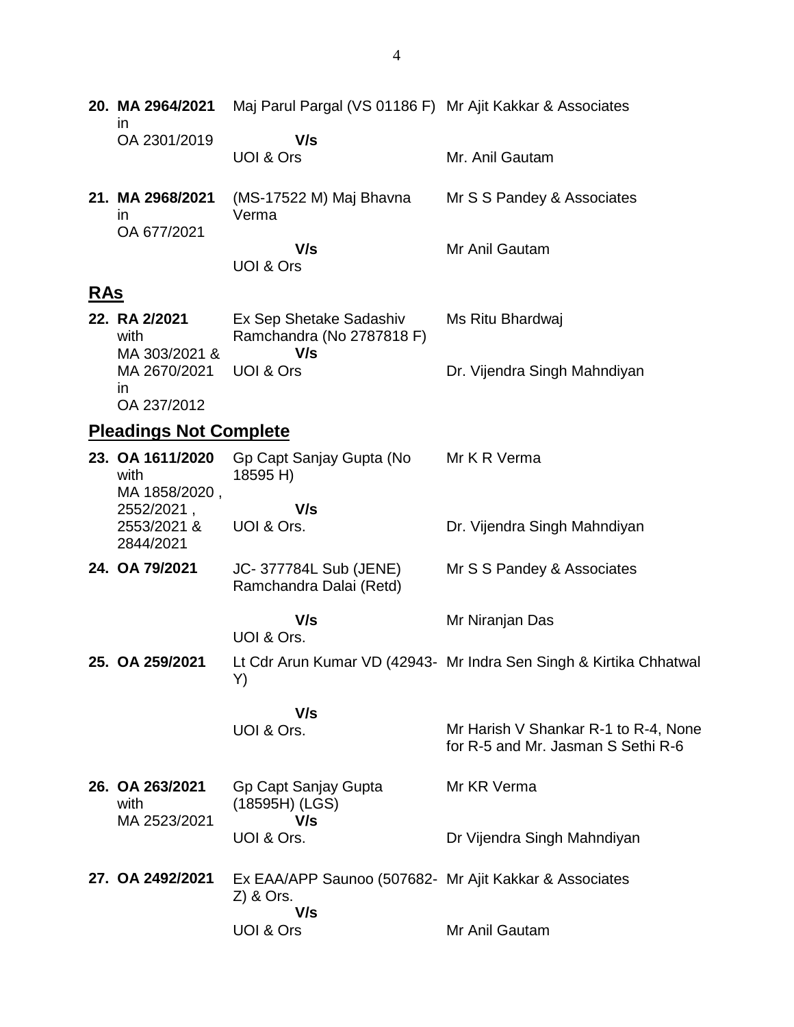| | | |
|---|---|---|
| **20. MA 2964/2021** in OA 2301/2019 | Maj Parul Pargal (VS 01186 F) **V/s** UOI & Ors | Mr Ajit Kakkar & Associates<br><br>Mr. Anil Gautam |
| **21. MA 2968/2021** in OA 677/2021 | (MS-17522 M) Maj Bhavna Verma **V/s** UOI & Ors | Mr S S Pandey & Associates<br><br>Mr Anil Gautam |

## RAs

| | | |
|---|---|---|
| **22. RA 2/2021** with MA 303/2021 & MA 2670/2021 in OA 237/2012 | Ex Sep Shetake Sadashiv Ramchandra (No 2787818 F) **V/s** UOI & Ors | Ms Ritu Bhardwaj<br><br>Dr. Vijendra Singh Mahndiyan |

## Pleadings Not Complete

| | | |
|---|---|---|
| **23. OA 1611/2020** with MA 1858/2020 , 2552/2021 , 2553/2021 & 2844/2021 | Gp Capt Sanjay Gupta (No 18595 H) **V/s** UOI & Ors. | Mr K R Verma<br><br>Dr. Vijendra Singh Mahndiyan |
| **24. OA 79/2021** | JC- 377784L Sub (JENE) Ramchandra Dalai (Retd) **V/s** UOI & Ors. | Mr S S Pandey & Associates<br><br>Mr Niranjan Das |
| **25. OA 259/2021** | Lt Cdr Arun Kumar VD (42943-Y) **V/s** UOI & Ors. | Mr Indra Sen Singh & Kirtika Chhatwal<br><br>Mr Harish V Shankar R-1 to R-4, None for R-5 and Mr. Jasman S Sethi R-6 |
| **26. OA 263/2021** with MA 2523/2021 | Gp Capt Sanjay Gupta (18595H) (LGS) **V/s** UOI & Ors. | Mr KR Verma<br><br>Dr Vijendra Singh Mahndiyan |
| **27. OA 2492/2021** | Ex EAA/APP Saunoo (507682-Z) & Ors. **V/s** UOI & Ors | Mr Ajit Kakkar & Associates<br><br>Mr Anil Gautam |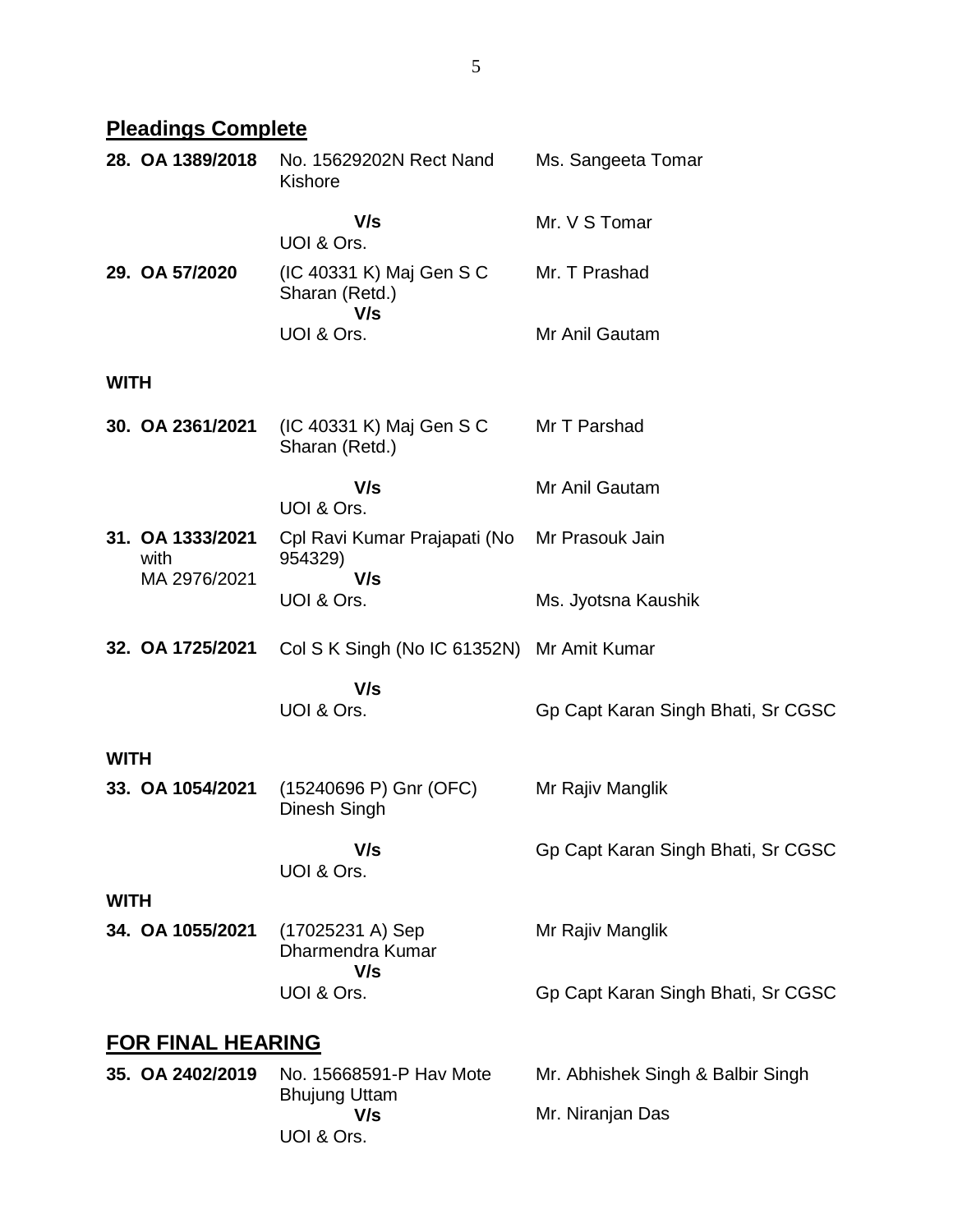## Pleadings Complete

| | | |
|---|---|---|
| **28. OA 1389/2018** | No. 15629202N Rect Nand Kishore | Ms. Sangeeta Tomar |
| | **V/s** UOI & Ors. | Mr. V S Tomar |
| **29. OA 57/2020** | (IC 40331 K) Maj Gen S C Sharan (Retd.) **V/s** UOI & Ors. | Mr. T Prashad / Mr Anil Gautam |

**WITH**

| | | |
|---|---|---|
| **30. OA 2361/2021** | (IC 40331 K) Maj Gen S C Sharan (Retd.) | Mr T Parshad |
| | **V/s** UOI & Ors. | Mr Anil Gautam |
| **31. OA 1333/2021** with MA 2976/2021 | Cpl Ravi Kumar Prajapati (No 954329) **V/s** UOI & Ors. | Mr Prasouk Jain / Ms. Jyotsna Kaushik |
| **32. OA 1725/2021** | Col S K Singh (No IC 61352N) | Mr Amit Kumar |
| | **V/s** UOI & Ors. | Gp Capt Karan Singh Bhati, Sr CGSC |

**WITH**

| | | |
|---|---|---|
| **33. OA 1054/2021** | (15240696 P) Gnr (OFC) Dinesh Singh | Mr Rajiv Manglik |
| | **V/s** UOI & Ors. | Gp Capt Karan Singh Bhati, Sr CGSC |

**WITH**

| | | |
|---|---|---|
| **34. OA 1055/2021** | (17025231 A) Sep Dharmendra Kumar **V/s** UOI & Ors. | Mr Rajiv Manglik / Gp Capt Karan Singh Bhati, Sr CGSC |

## FOR FINAL HEARING

| | | |
|---|---|---|
| **35. OA 2402/2019** | No. 15668591-P Hav Mote Bhujung Uttam **V/s** UOI & Ors. | Mr. Abhishek Singh & Balbir Singh / Mr. Niranjan Das |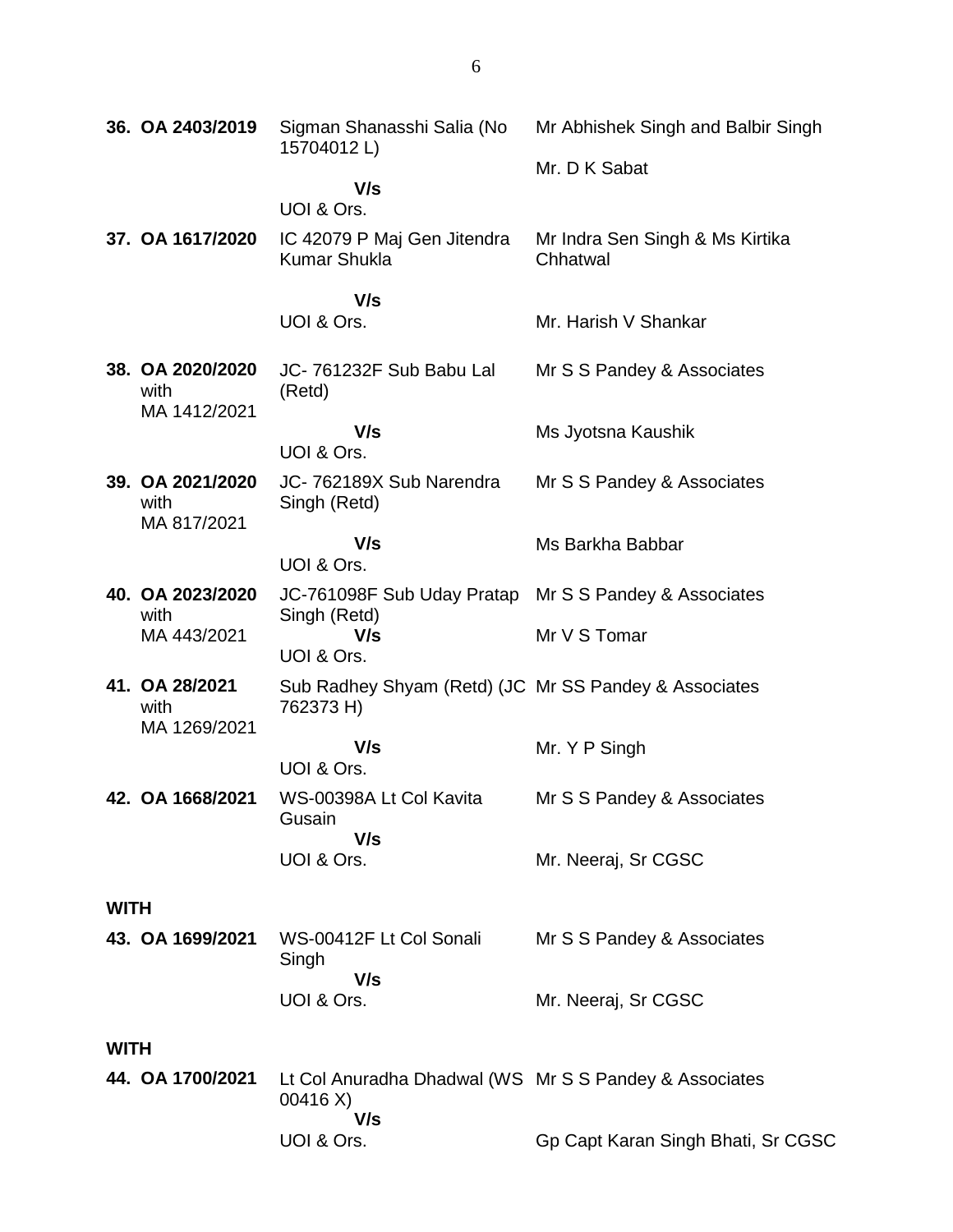| | | |
|---|---|---|
| **36. OA 2403/2019** | Sigman Shanasshi Salia (No 15704012 L)<br>**V/s**<br>UOI & Ors. | Mr Abhishek Singh and Balbir Singh<br><br>Mr. D K Sabat |
| **37. OA 1617/2020** | IC 42079 P Maj Gen Jitendra Kumar Shukla<br>**V/s**<br>UOI & Ors. | Mr Indra Sen Singh & Ms Kirtika Chhatwal<br><br>Mr. Harish V Shankar |
| **38. OA 2020/2020** with MA 1412/2021 | JC- 761232F Sub Babu Lal (Retd)<br>**V/s**<br>UOI & Ors. | Mr S S Pandey & Associates<br><br>Ms Jyotsna Kaushik |
| **39. OA 2021/2020** with MA 817/2021 | JC- 762189X Sub Narendra Singh (Retd)<br>**V/s**<br>UOI & Ors. | Mr S S Pandey & Associates<br><br>Ms Barkha Babbar |
| **40. OA 2023/2020** with MA 443/2021 | JC-761098F Sub Uday Pratap Singh (Retd)<br>**V/s**<br>UOI & Ors. | Mr S S Pandey & Associates<br><br>Mr V S Tomar |
| **41. OA 28/2021** with MA 1269/2021 | Sub Radhey Shyam (Retd) (JC 762373 H)<br>**V/s**<br>UOI & Ors. | Mr SS Pandey & Associates<br><br>Mr. Y P Singh |
| **42. OA 1668/2021** | WS-00398A Lt Col Kavita Gusain<br>**V/s**<br>UOI & Ors. | Mr S S Pandey & Associates<br><br>Mr. Neeraj, Sr CGSC |

**WITH**

| | | |
|---|---|---|
| **43. OA 1699/2021** | WS-00412F Lt Col Sonali Singh<br>**V/s**<br>UOI & Ors. | Mr S S Pandey & Associates<br><br>Mr. Neeraj, Sr CGSC |

**WITH**

| | | |
|---|---|---|
| **44. OA 1700/2021** | Lt Col Anuradha Dhadwal (WS 00416 X)<br>**V/s**<br>UOI & Ors. | Mr S S Pandey & Associates<br><br>Gp Capt Karan Singh Bhati, Sr CGSC |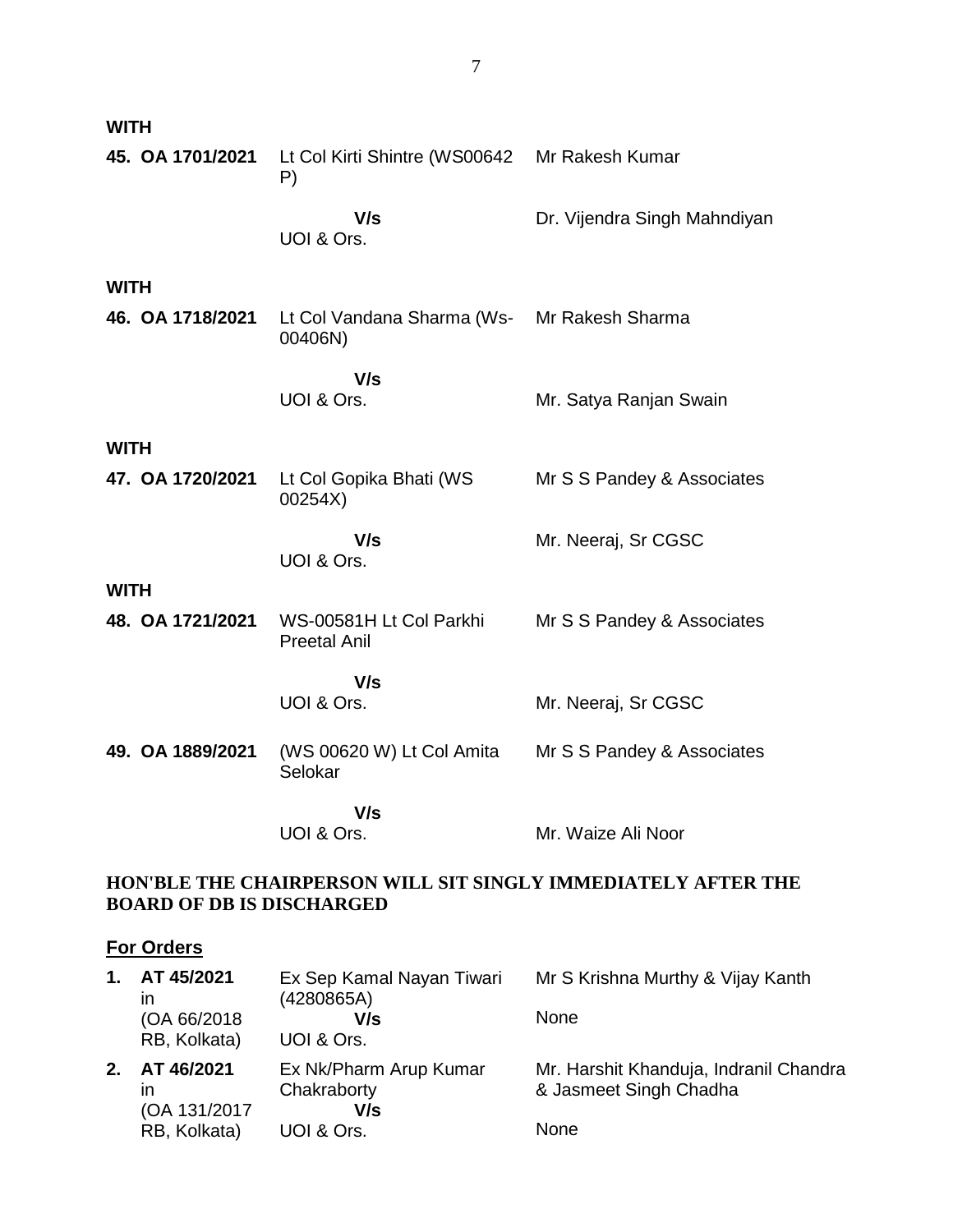**WITH**

| | | |
|---|---|---|
| **45. OA 1701/2021** | Lt Col Kirti Shintre (WS00642 P) | Mr Rakesh Kumar |
| | **V/s** UOI & Ors. | Dr. Vijendra Singh Mahndiyan |

**WITH**

| | | |
|---|---|---|
| **46. OA 1718/2021** | Lt Col Vandana Sharma (Ws-00406N) | Mr Rakesh Sharma |
| | **V/s** UOI & Ors. | Mr. Satya Ranjan Swain |

**WITH**

| | | |
|---|---|---|
| **47. OA 1720/2021** | Lt Col Gopika Bhati (WS 00254X) | Mr S S Pandey & Associates |
| | **V/s** UOI & Ors. | Mr. Neeraj, Sr CGSC |

**WITH**

| | | |
|---|---|---|
| **48. OA 1721/2021** | WS-00581H Lt Col Parkhi Preetal Anil | Mr S S Pandey & Associates |
| | **V/s** UOI & Ors. | Mr. Neeraj, Sr CGSC |
| **49. OA 1889/2021** | (WS 00620 W) Lt Col Amita Selokar | Mr S S Pandey & Associates |
| | **V/s** UOI & Ors. | Mr. Waize Ali Noor |

**HON'BLE THE CHAIRPERSON WILL SIT SINGLY IMMEDIATELY AFTER THE BOARD OF DB IS DISCHARGED**

**For Orders**

| | | | |
|---|---|---|---|
| **1.** | **AT 45/2021** in (OA 66/2018 RB, Kolkata) | Ex Sep Kamal Nayan Tiwari (4280865A) **V/s** UOI & Ors. | Mr S Krishna Murthy & Vijay Kanth<br>None |
| **2.** | **AT 46/2021** in (OA 131/2017 RB, Kolkata) | Ex Nk/Pharm Arup Kumar Chakraborty **V/s** UOI & Ors. | Mr. Harshit Khanduja, Indranil Chandra & Jasmeet Singh Chadha<br>None |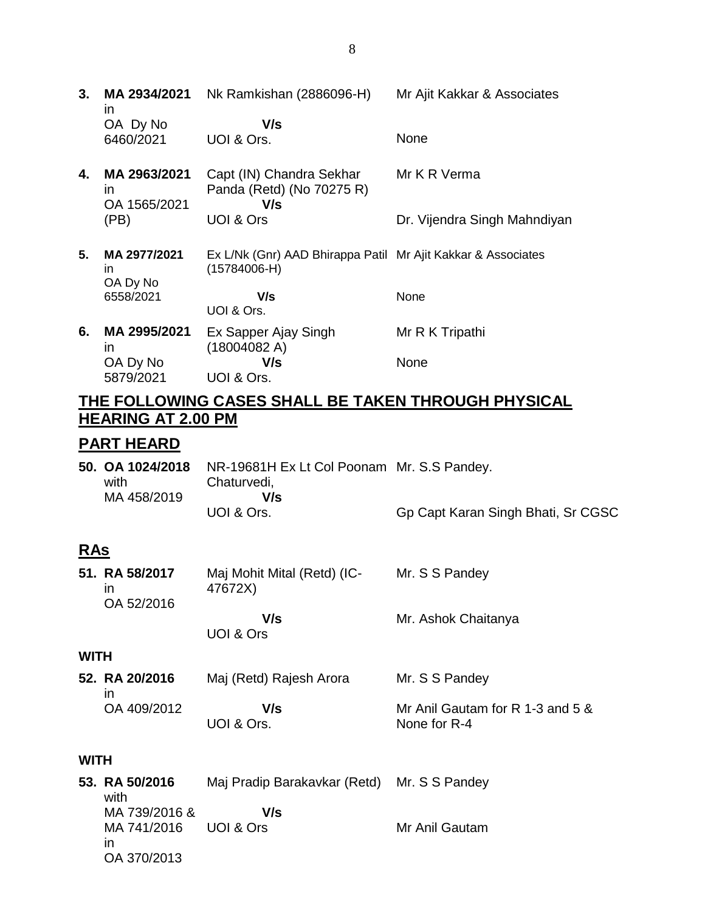| | | | |
|---|---|---|---|
| **3.** | **MA 2934/2021** in OA Dy No 6460/2021 | Nk Ramkishan (2886096-H)<br>**V/s**<br>UOI & Ors. | Mr Ajit Kakkar & Associates<br><br>None |
| **4.** | **MA 2963/2021** in OA 1565/2021 (PB) | Capt (IN) Chandra Sekhar Panda (Retd) (No 70275 R)<br>**V/s**<br>UOI & Ors | Mr K R Verma<br><br>Dr. Vijendra Singh Mahndiyan |
| **5.** | **MA 2977/2021** in OA Dy No 6558/2021 | Ex L/Nk (Gnr) AAD Bhirappa Patil (15784006-H)<br>**V/s**<br>UOI & Ors. | Mr Ajit Kakkar & Associates<br><br>None |
| **6.** | **MA 2995/2021** in OA Dy No 5879/2021 | Ex Sapper Ajay Singh (18004082 A)<br>**V/s**<br>UOI & Ors. | Mr R K Tripathi<br><br>None |

## THE FOLLOWING CASES SHALL BE TAKEN THROUGH PHYSICAL HEARING AT 2.00 PM

## PART HEARD

| | | | |
|---|---|---|---|
| **50.** | **OA 1024/2018** with MA 458/2019 | NR-19681H Ex Lt Col Poonam Chaturvedi,<br>**V/s**<br>UOI & Ors. | Mr. S.S Pandey.<br><br>Gp Capt Karan Singh Bhati, Sr CGSC |

## RAs

| | | | |
|---|---|---|---|
| **51.** | **RA 58/2017** in OA 52/2016 | Maj Mohit Mital (Retd) (IC-47672X)<br>**V/s**<br>UOI & Ors | Mr. S S Pandey<br><br>Mr. Ashok Chaitanya |

**WITH**

| | | | |
|---|---|---|---|
| **52.** | **RA 20/2016** in OA 409/2012 | Maj (Retd) Rajesh Arora<br>**V/s**<br>UOI & Ors. | Mr. S S Pandey<br><br>Mr Anil Gautam for R 1-3 and 5 & None for R-4 |

**WITH**

| | | | |
|---|---|---|---|
| **53.** | **RA 50/2016** with MA 739/2016 & MA 741/2016 in OA 370/2013 | Maj Pradip Barakavkar (Retd)<br>**V/s**<br>UOI & Ors | Mr. S S Pandey<br><br>Mr Anil Gautam |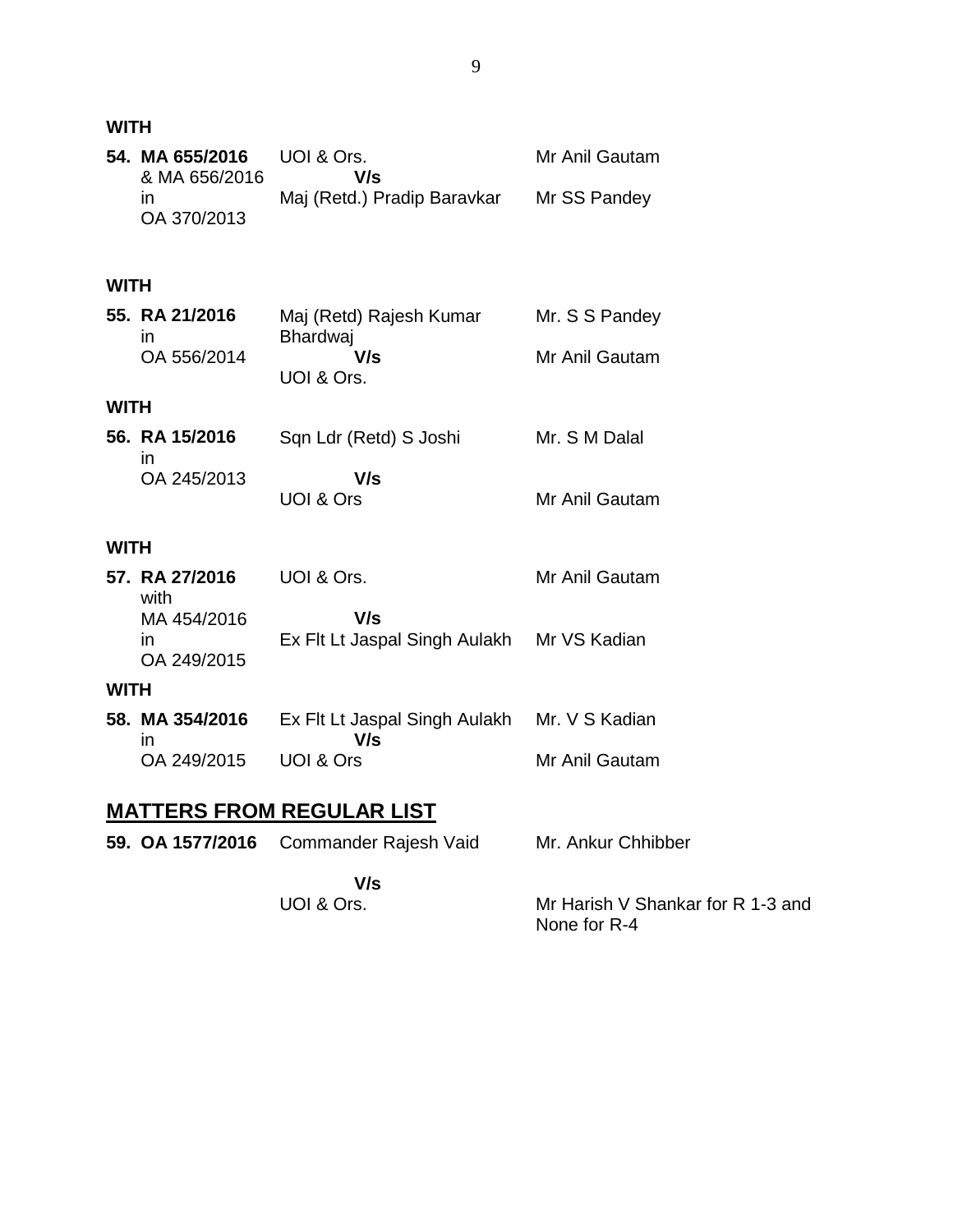**WITH**

| | | |
|---|---|---|
| **54. MA 655/2016** & MA 656/2016 in OA 370/2013 | UOI & Ors. **V/s** Maj (Retd.) Pradip Baravkar | Mr Anil Gautam<br>Mr SS Pandey |

**WITH**

| | | |
|---|---|---|
| **55. RA 21/2016** in OA 556/2014 | Maj (Retd) Rajesh Kumar Bhardwaj **V/s** UOI & Ors. | Mr. S S Pandey<br>Mr Anil Gautam |

**WITH**

| | | |
|---|---|---|
| **56. RA 15/2016** in OA 245/2013 | Sqn Ldr (Retd) S Joshi **V/s** UOI & Ors | Mr. S M Dalal<br>Mr Anil Gautam |

**WITH**

| | | |
|---|---|---|
| **57. RA 27/2016** with MA 454/2016 in OA 249/2015 | UOI & Ors. **V/s** Ex Flt Lt Jaspal Singh Aulakh | Mr Anil Gautam<br>Mr VS Kadian |

**WITH**

| | | |
|---|---|---|
| **58. MA 354/2016** in OA 249/2015 | Ex Flt Lt Jaspal Singh Aulakh **V/s** UOI & Ors | Mr. V S Kadian<br>Mr Anil Gautam |

## MATTERS FROM REGULAR LIST

| | | |
|---|---|---|
| **59. OA 1577/2016** | Commander Rajesh Vaid **V/s** UOI & Ors. | Mr. Ankur Chhibber<br>Mr Harish V Shankar for R 1-3 and None for R-4 |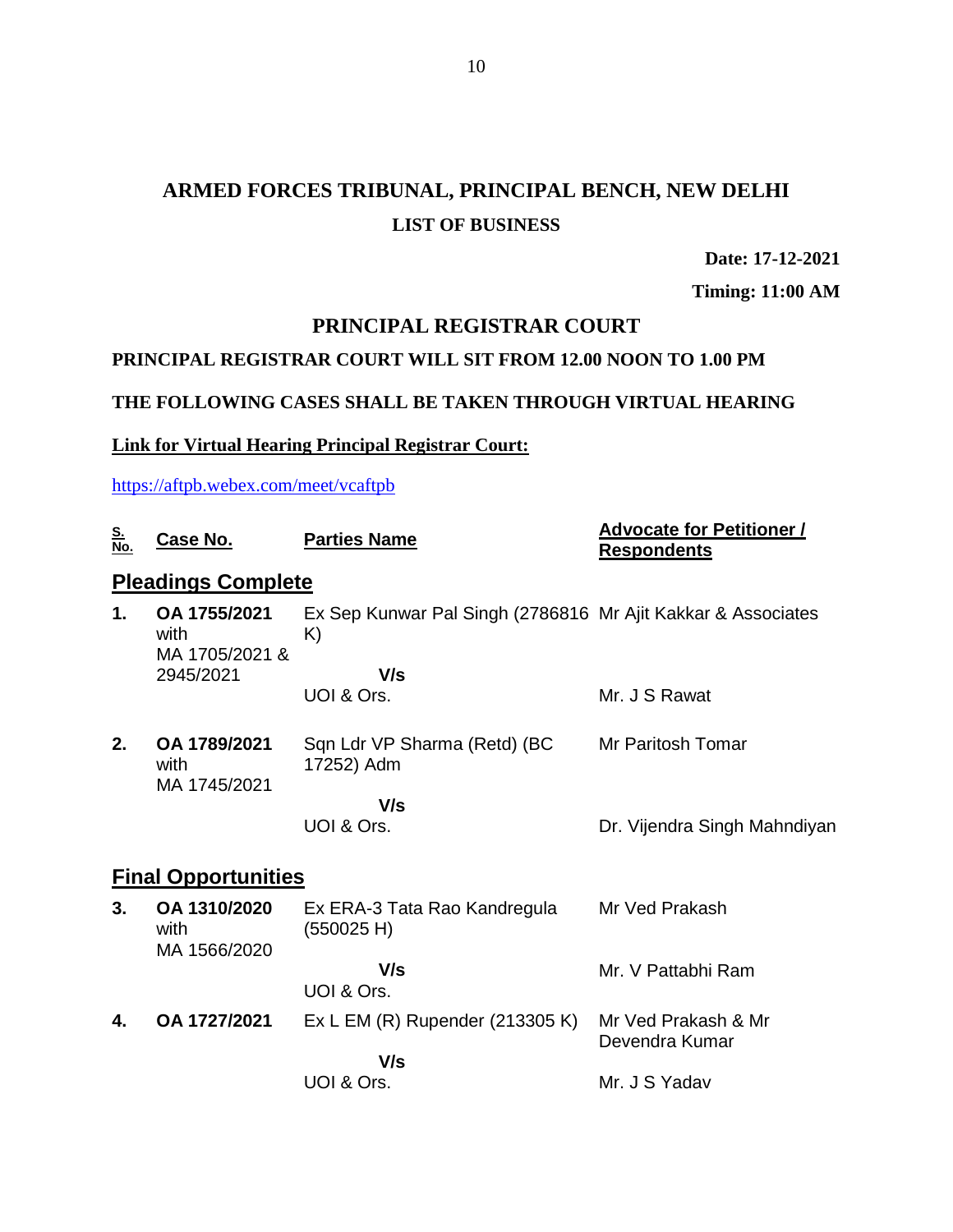# ARMED FORCES TRIBUNAL, PRINCIPAL BENCH, NEW DELHI

## LIST OF BUSINESS

**Date: 17-12-2021**

**Timing: 11:00 AM**

## PRINCIPAL REGISTRAR COURT

**PRINCIPAL REGISTRAR COURT WILL SIT FROM 12.00 NOON TO 1.00 PM**

**THE FOLLOWING CASES SHALL BE TAKEN THROUGH VIRTUAL HEARING**

**Link for Virtual Hearing Principal Registrar Court:**

https://aftpb.webex.com/meet/vcaftpb

| S. No. | Case No. | Parties Name | Advocate for Petitioner / Respondents |
|---|---|---|---|
| **Pleadings Complete** | | | |
| **1.** | **OA 1755/2021** with MA 1705/2021 & 2945/2021 | Ex Sep Kunwar Pal Singh (2786816 K)<br>**V/s**<br>UOI & Ors. | Mr Ajit Kakkar & Associates<br><br>Mr. J S Rawat |
| **2.** | **OA 1789/2021** with MA 1745/2021 | Sqn Ldr VP Sharma (Retd) (BC 17252) Adm<br>**V/s**<br>UOI & Ors. | Mr Paritosh Tomar<br><br>Dr. Vijendra Singh Mahndiyan |
| **Final Opportunities** | | | |
| **3.** | **OA 1310/2020** with MA 1566/2020 | Ex ERA-3 Tata Rao Kandregula (550025 H)<br>**V/s**<br>UOI & Ors. | Mr Ved Prakash<br><br>Mr. V Pattabhi Ram |
| **4.** | **OA 1727/2021** | Ex L EM (R) Rupender (213305 K)<br>**V/s**<br>UOI & Ors. | Mr Ved Prakash & Mr Devendra Kumar<br><br>Mr. J S Yadav |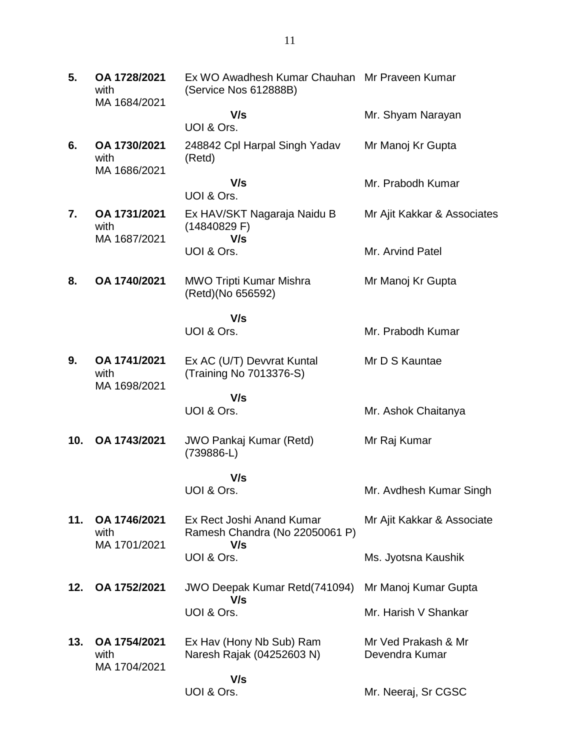| | | | |
|---|---|---|---|
| **5.** | **OA 1728/2021** with MA 1684/2021 | Ex WO Awadhesh Kumar Chauhan (Service Nos 612888B) **V/s** UOI & Ors. | Mr Praveen Kumar <br> Mr. Shyam Narayan |
| **6.** | **OA 1730/2021** with MA 1686/2021 | 248842 Cpl Harpal Singh Yadav (Retd) **V/s** UOI & Ors. | Mr Manoj Kr Gupta <br> Mr. Prabodh Kumar |
| **7.** | **OA 1731/2021** with MA 1687/2021 | Ex HAV/SKT Nagaraja Naidu B (14840829 F) **V/s** UOI & Ors. | Mr Ajit Kakkar & Associates <br> Mr. Arvind Patel |
| **8.** | **OA 1740/2021** | MWO Tripti Kumar Mishra (Retd)(No 656592) **V/s** UOI & Ors. | Mr Manoj Kr Gupta <br> Mr. Prabodh Kumar |
| **9.** | **OA 1741/2021** with MA 1698/2021 | Ex AC (U/T) Devvrat Kuntal (Training No 7013376-S) **V/s** UOI & Ors. | Mr D S Kauntae <br> Mr. Ashok Chaitanya |
| **10.** | **OA 1743/2021** | JWO Pankaj Kumar (Retd) (739886-L) **V/s** UOI & Ors. | Mr Raj Kumar <br> Mr. Avdhesh Kumar Singh |
| **11.** | **OA 1746/2021** with MA 1701/2021 | Ex Rect Joshi Anand Kumar Ramesh Chandra (No 22050061 P) **V/s** UOI & Ors. | Mr Ajit Kakkar & Associate <br> Ms. Jyotsna Kaushik |
| **12.** | **OA 1752/2021** | JWO Deepak Kumar Retd(741094) **V/s** UOI & Ors. | Mr Manoj Kumar Gupta <br> Mr. Harish V Shankar |
| **13.** | **OA 1754/2021** with MA 1704/2021 | Ex Hav (Hony Nb Sub) Ram Naresh Rajak (04252603 N) **V/s** UOI & Ors. | Mr Ved Prakash & Mr Devendra Kumar <br> Mr. Neeraj, Sr CGSC |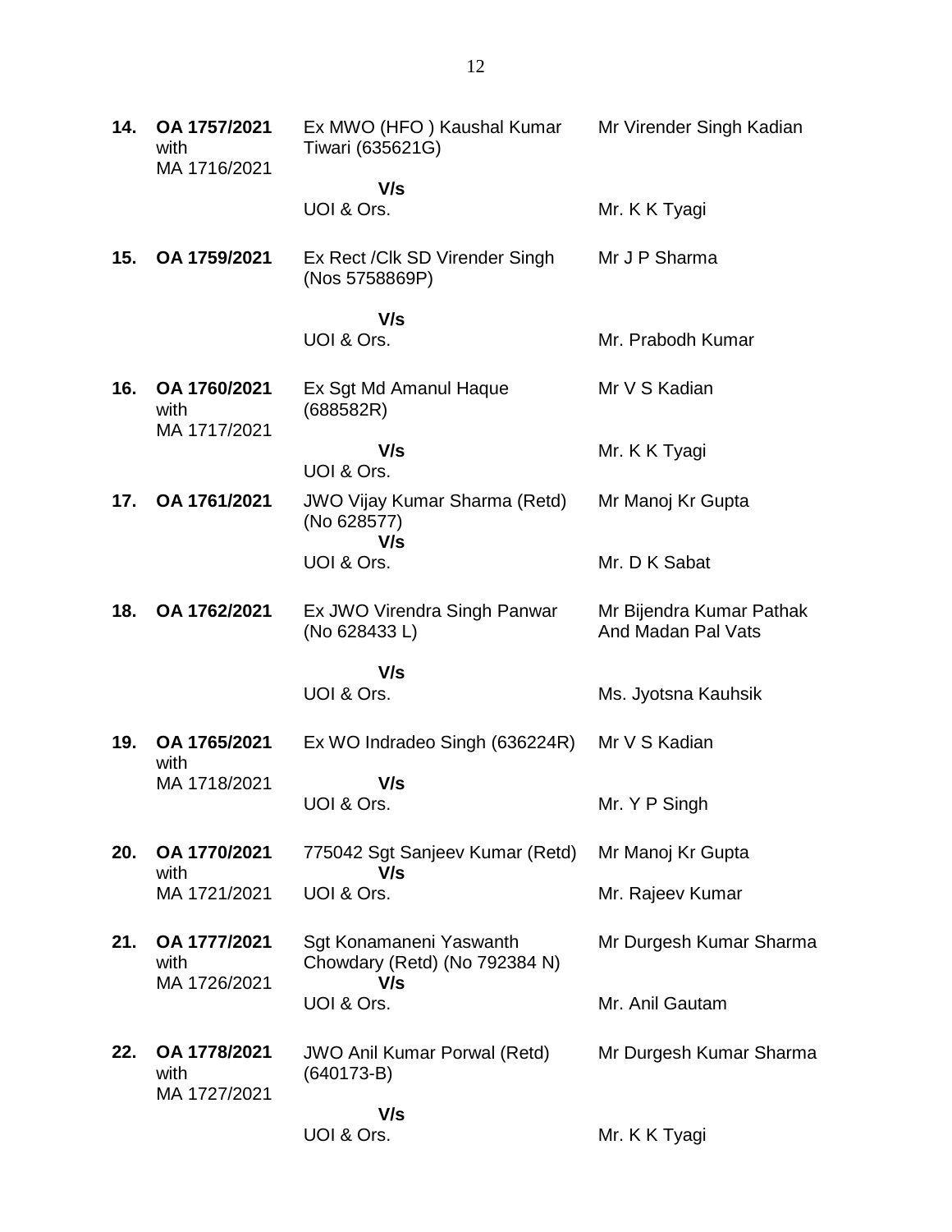| No. | Case No. | Parties | Counsel |
|---|---|---|---|
| **14.** | **OA 1757/2021** with MA 1716/2021 | Ex MWO (HFO ) Kaushal Kumar Tiwari (635621G) **V/s** UOI & Ors. | Mr Virender Singh Kadian / Mr. K K Tyagi |
| **15.** | **OA 1759/2021** | Ex Rect /Clk SD Virender Singh (Nos 5758869P) **V/s** UOI & Ors. | Mr J P Sharma / Mr. Prabodh Kumar |
| **16.** | **OA 1760/2021** with MA 1717/2021 | Ex Sgt Md Amanul Haque (688582R) **V/s** UOI & Ors. | Mr V S Kadian / Mr. K K Tyagi |
| **17.** | **OA 1761/2021** | JWO Vijay Kumar Sharma (Retd) (No 628577) **V/s** UOI & Ors. | Mr Manoj Kr Gupta / Mr. D K Sabat |
| **18.** | **OA 1762/2021** | Ex JWO Virendra Singh Panwar (No 628433 L) **V/s** UOI & Ors. | Mr Bijendra Kumar Pathak And Madan Pal Vats / Ms. Jyotsna Kauhsik |
| **19.** | **OA 1765/2021** with MA 1718/2021 | Ex WO Indradeo Singh (636224R) **V/s** UOI & Ors. | Mr V S Kadian / Mr. Y P Singh |
| **20.** | **OA 1770/2021** with MA 1721/2021 | 775042 Sgt Sanjeev Kumar (Retd) **V/s** UOI & Ors. | Mr Manoj Kr Gupta / Mr. Rajeev Kumar |
| **21.** | **OA 1777/2021** with MA 1726/2021 | Sgt Konamaneni Yaswanth Chowdary (Retd) (No 792384 N) **V/s** UOI & Ors. | Mr Durgesh Kumar Sharma / Mr. Anil Gautam |
| **22.** | **OA 1778/2021** with MA 1727/2021 | JWO Anil Kumar Porwal (Retd) (640173-B) **V/s** UOI & Ors. | Mr Durgesh Kumar Sharma / Mr. K K Tyagi |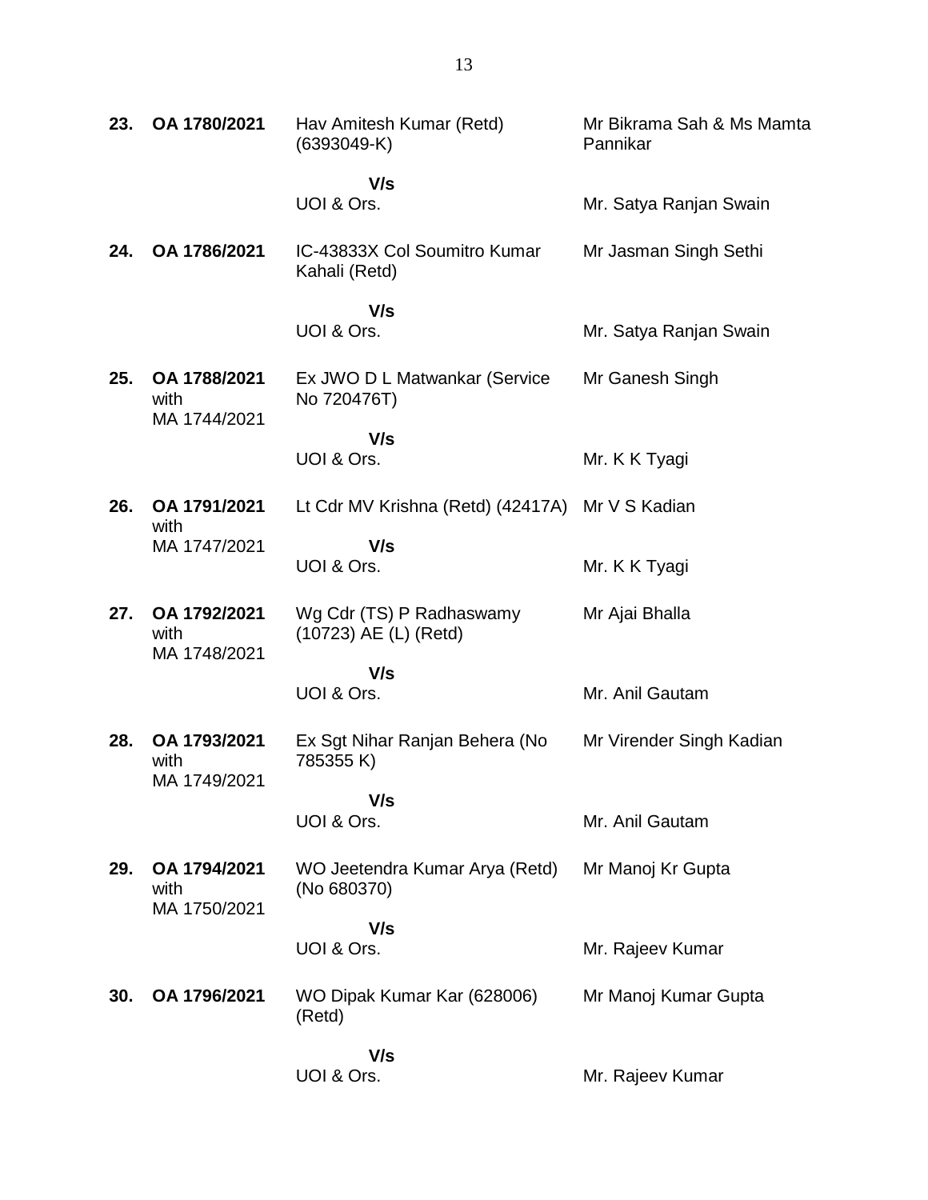| | | | |
|---|---|---|---|
| **23.** | **OA 1780/2021** | Hav Amitesh Kumar (Retd) (6393049-K)<br><br>**V/s**<br>UOI & Ors. | Mr Bikrama Sah & Ms Mamta Pannikar<br><br>Mr. Satya Ranjan Swain |
| **24.** | **OA 1786/2021** | IC-43833X Col Soumitro Kumar Kahali (Retd)<br><br>**V/s**<br>UOI & Ors. | Mr Jasman Singh Sethi<br><br>Mr. Satya Ranjan Swain |
| **25.** | **OA 1788/2021** with MA 1744/2021 | Ex JWO D L Matwankar (Service No 720476T)<br><br>**V/s**<br>UOI & Ors. | Mr Ganesh Singh<br><br>Mr. K K Tyagi |
| **26.** | **OA 1791/2021** with MA 1747/2021 | Lt Cdr MV Krishna (Retd) (42417A)<br><br>**V/s**<br>UOI & Ors. | Mr V S Kadian<br><br>Mr. K K Tyagi |
| **27.** | **OA 1792/2021** with MA 1748/2021 | Wg Cdr (TS) P Radhaswamy (10723) AE (L) (Retd)<br><br>**V/s**<br>UOI & Ors. | Mr Ajai Bhalla<br><br>Mr. Anil Gautam |
| **28.** | **OA 1793/2021** with MA 1749/2021 | Ex Sgt Nihar Ranjan Behera (No 785355 K)<br><br>**V/s**<br>UOI & Ors. | Mr Virender Singh Kadian<br><br>Mr. Anil Gautam |
| **29.** | **OA 1794/2021** with MA 1750/2021 | WO Jeetendra Kumar Arya (Retd) (No 680370)<br><br>**V/s**<br>UOI & Ors. | Mr Manoj Kr Gupta<br><br>Mr. Rajeev Kumar |
| **30.** | **OA 1796/2021** | WO Dipak Kumar Kar (628006) (Retd)<br><br>**V/s**<br>UOI & Ors. | Mr Manoj Kumar Gupta<br><br>Mr. Rajeev Kumar |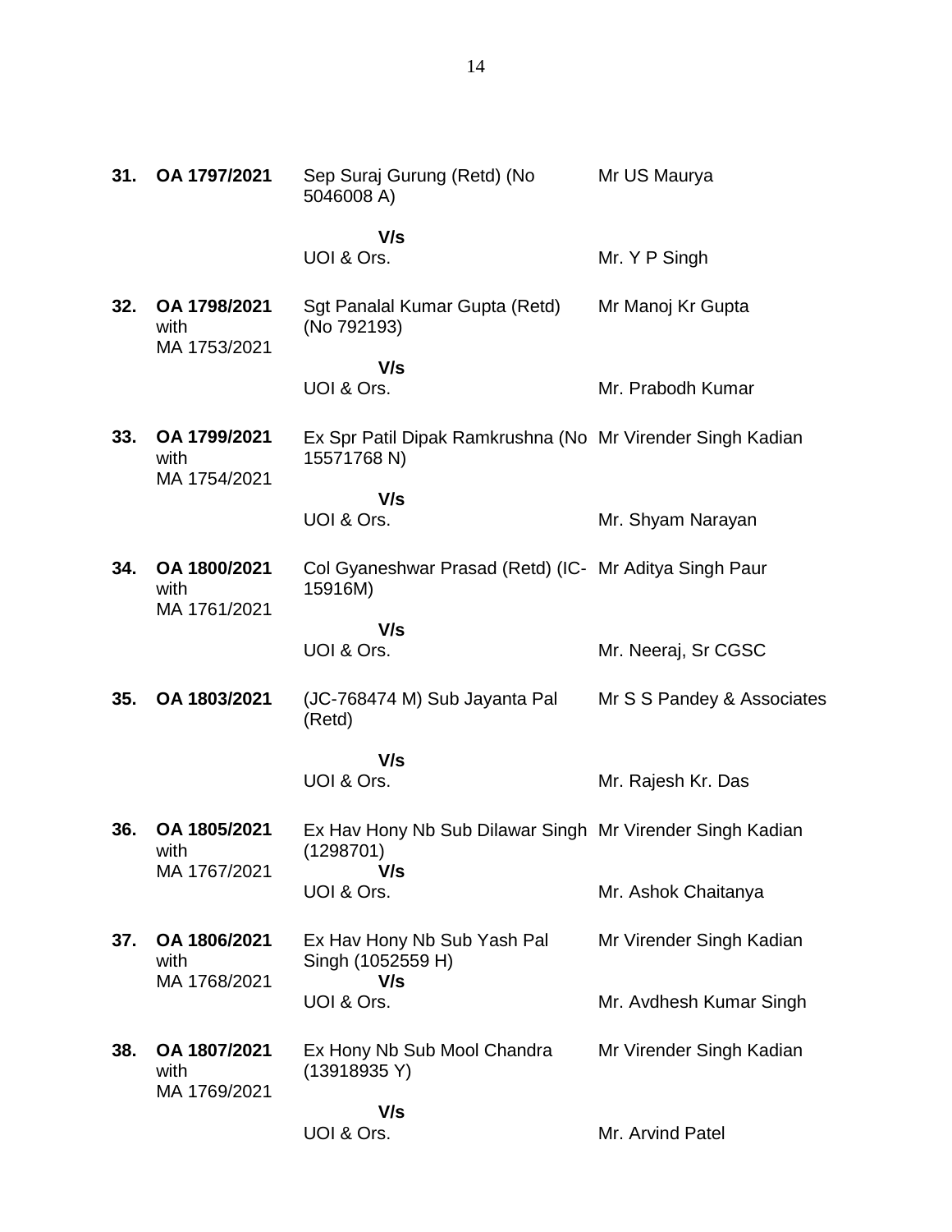| | | | |
|---|---|---|---|
| **31.** | **OA 1797/2021** | Sep Suraj Gurung (Retd) (No 5046008 A) | Mr US Maurya |
| | | **V/s** | |
| | | UOI & Ors. | Mr. Y P Singh |
| **32.** | **OA 1798/2021** with MA 1753/2021 | Sgt Panalal Kumar Gupta (Retd) (No 792193) | Mr Manoj Kr Gupta |
| | | **V/s** | |
| | | UOI & Ors. | Mr. Prabodh Kumar |
| **33.** | **OA 1799/2021** with MA 1754/2021 | Ex Spr Patil Dipak Ramkrushna (No 15571768 N) | Mr Virender Singh Kadian |
| | | **V/s** | |
| | | UOI & Ors. | Mr. Shyam Narayan |
| **34.** | **OA 1800/2021** with MA 1761/2021 | Col Gyaneshwar Prasad (Retd) (IC-15916M) | Mr Aditya Singh Paur |
| | | **V/s** | |
| | | UOI & Ors. | Mr. Neeraj, Sr CGSC |
| **35.** | **OA 1803/2021** | (JC-768474 M) Sub Jayanta Pal (Retd) | Mr S S Pandey & Associates |
| | | **V/s** | |
| | | UOI & Ors. | Mr. Rajesh Kr. Das |
| **36.** | **OA 1805/2021** with MA 1767/2021 | Ex Hav Hony Nb Sub Dilawar Singh (1298701) | Mr Virender Singh Kadian |
| | | **V/s** | |
| | | UOI & Ors. | Mr. Ashok Chaitanya |
| **37.** | **OA 1806/2021** with MA 1768/2021 | Ex Hav Hony Nb Sub Yash Pal Singh (1052559 H) | Mr Virender Singh Kadian |
| | | **V/s** | |
| | | UOI & Ors. | Mr. Avdhesh Kumar Singh |
| **38.** | **OA 1807/2021** with MA 1769/2021 | Ex Hony Nb Sub Mool Chandra (13918935 Y) | Mr Virender Singh Kadian |
| | | **V/s** | |
| | | UOI & Ors. | Mr. Arvind Patel |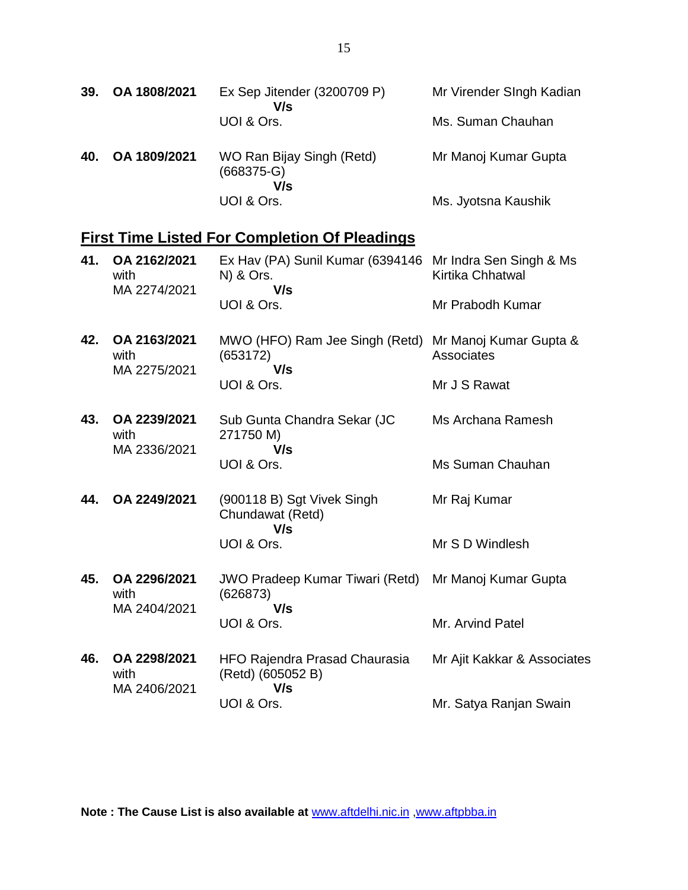| | | | |
|---|---|---|---|
| **39.** | **OA 1808/2021** | Ex Sep Jitender (3200709 P) **V/s** UOI & Ors. | Mr Virender SIngh Kadian<br><br>Ms. Suman Chauhan |
| **40.** | **OA 1809/2021** | WO Ran Bijay Singh (Retd) (668375-G) **V/s** UOI & Ors. | Mr Manoj Kumar Gupta<br><br>Ms. Jyotsna Kaushik |

## First Time Listed For Completion Of Pleadings

| | | | |
|---|---|---|---|
| **41.** | **OA 2162/2021** with MA 2274/2021 | Ex Hav (PA) Sunil Kumar (6394146 N) & Ors. **V/s** UOI & Ors. | Mr Indra Sen Singh & Ms Kirtika Chhatwal<br><br>Mr Prabodh Kumar |
| **42.** | **OA 2163/2021** with MA 2275/2021 | MWO (HFO) Ram Jee Singh (Retd) (653172) **V/s** UOI & Ors. | Mr Manoj Kumar Gupta & Associates<br><br>Mr J S Rawat |
| **43.** | **OA 2239/2021** with MA 2336/2021 | Sub Gunta Chandra Sekar (JC 271750 M) **V/s** UOI & Ors. | Ms Archana Ramesh<br><br>Ms Suman Chauhan |
| **44.** | **OA 2249/2021** | (900118 B) Sgt Vivek Singh Chundawat (Retd) **V/s** UOI & Ors. | Mr Raj Kumar<br><br>Mr S D Windlesh |
| **45.** | **OA 2296/2021** with MA 2404/2021 | JWO Pradeep Kumar Tiwari (Retd) (626873) **V/s** UOI & Ors. | Mr Manoj Kumar Gupta<br><br>Mr. Arvind Patel |
| **46.** | **OA 2298/2021** with MA 2406/2021 | HFO Rajendra Prasad Chaurasia (Retd) (605052 B) **V/s** UOI & Ors. | Mr Ajit Kakkar & Associates<br><br>Mr. Satya Ranjan Swain |

**Note : The Cause List is also available at** www.aftdelhi.nic.in ,www.aftpbba.in